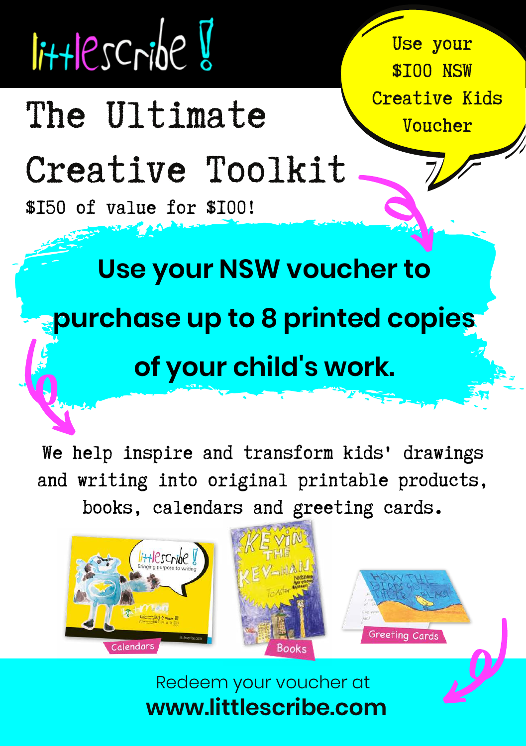littlescribe!

Use your $100 NSW Creative Kids Voucher

# The Ultimate Creative Toolkit

$150 of value for $100!

## Use your NSW voucher to purchase up to 8 printed copies of your child's work.

We help inspire and transform kids' drawings and writing into original printable products, books, calendars and greeting cards.

Calendars

Books

Greeting Cards

Redeem your voucher at
**www.littlescribe.com**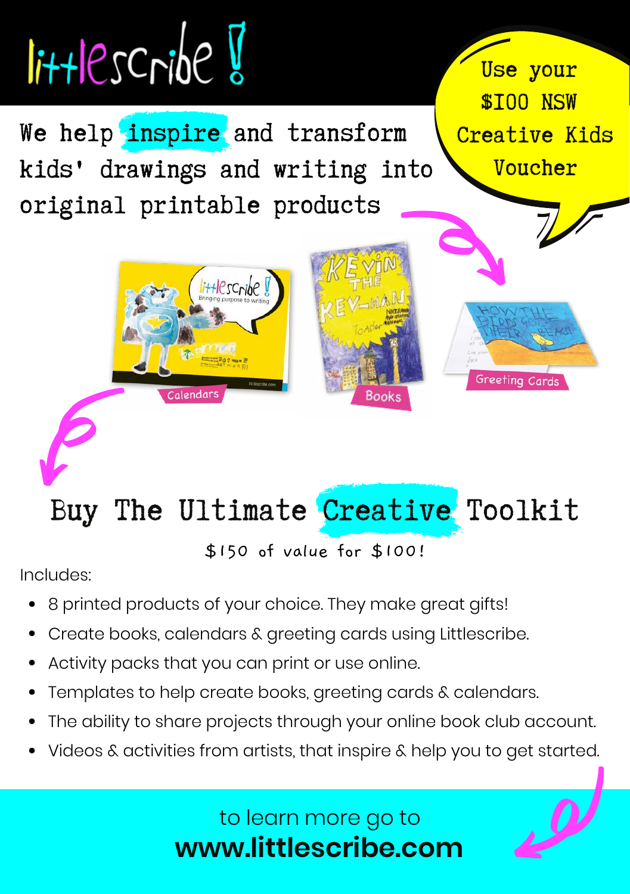# littlescribe!

We help inspire and transform kids' drawings and writing into original printable products

Use your $100 NSW Creative Kids Voucher

Calendars

Books

Greeting Cards

## Buy The Ultimate Creative Toolkit

$150 of value for $100!

Includes:

- 8 printed products of your choice. They make great gifts!
- Create books, calendars & greeting cards using Littlescribe.
- Activity packs that you can print or use online.
- Templates to help create books, greeting cards & calendars.
- The ability to share projects through your online book club account.
- Videos & activities from artists, that inspire & help you to get started.

to learn more go to
**www.littlescribe.com**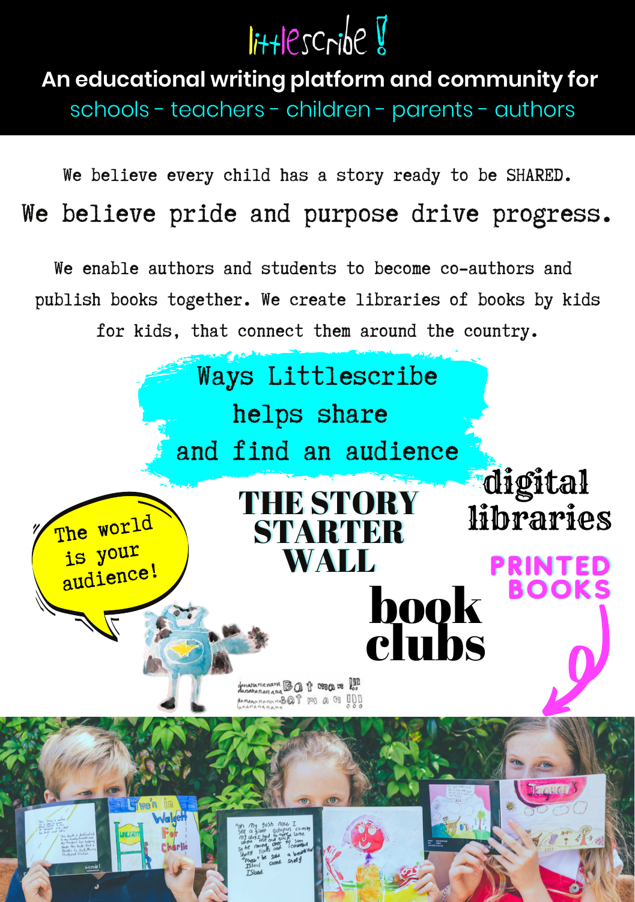# littlescribe!

## An educational writing platform and community for

schools - teachers - children - parents - authors

We believe every child has a story ready to be SHARED.

**We believe pride and purpose drive progress.**

We enable authors and students to become co-authors and publish books together. We create libraries of books by kids for kids, that connect them around the country.

## Ways Littlescribe helps share and find an audience

The world is your audience!

**THE STORY STARTER WALL**

**digital libraries**

**PRINTED BOOKS**

**book clubs**